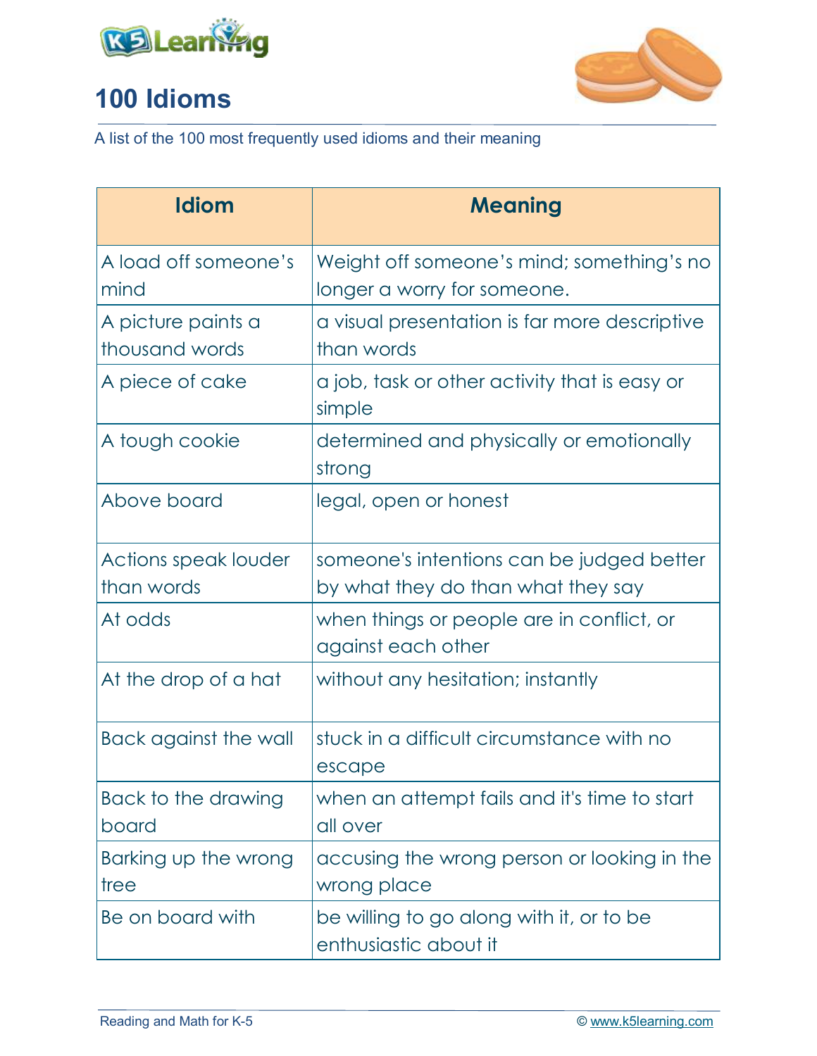# 100 Idioms

A list of the 100 most frequently used idioms and their meaning

| Idiom | Meaning |
|---|---|
| A load off someone's mind | Weight off someone's mind; something's no longer a worry for someone. |
| A picture paints a thousand words | a visual presentation is far more descriptive than words |
| A piece of cake | a job, task or other activity that is easy or simple |
| A tough cookie | determined and physically or emotionally strong |
| Above board | legal, open or honest |
| Actions speak louder than words | someone's intentions can be judged better by what they do than what they say |
| At odds | when things or people are in conflict, or against each other |
| At the drop of a hat | without any hesitation; instantly |
| Back against the wall | stuck in a difficult circumstance with no escape |
| Back to the drawing board | when an attempt fails and it's time to start all over |
| Barking up the wrong tree | accusing the wrong person or looking in the wrong place |
| Be on board with | be willing to go along with it, or to be enthusiastic about it |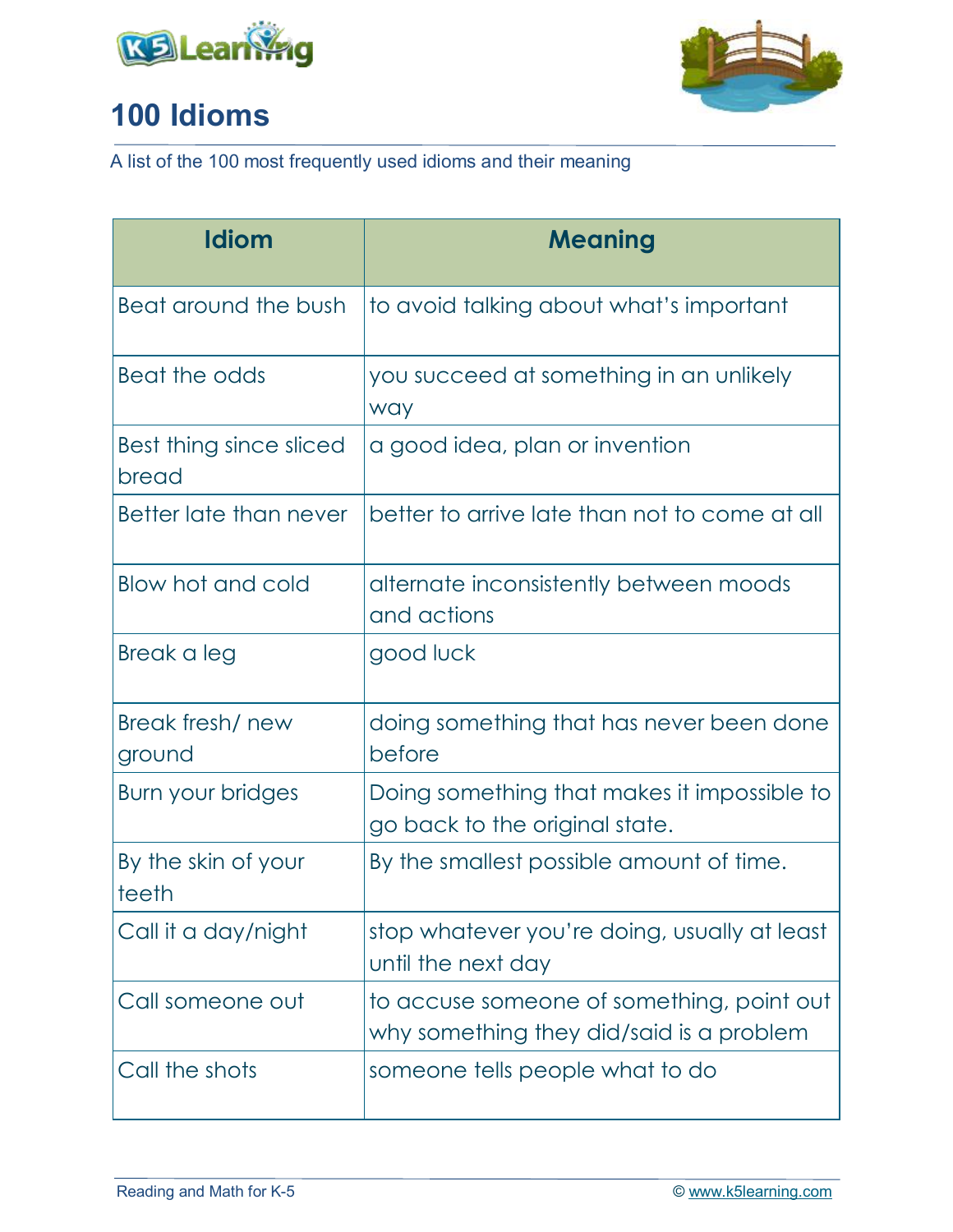# 100 Idioms

A list of the 100 most frequently used idioms and their meaning

| Idiom | Meaning |
|---|---|
| Beat around the bush | to avoid talking about what's important |
| Beat the odds | you succeed at something in an unlikely way |
| Best thing since sliced bread | a good idea, plan or invention |
| Better late than never | better to arrive late than not to come at all |
| Blow hot and cold | alternate inconsistently between moods and actions |
| Break a leg | good luck |
| Break fresh/ new ground | doing something that has never been done before |
| Burn your bridges | Doing something that makes it impossible to go back to the original state. |
| By the skin of your teeth | By the smallest possible amount of time. |
| Call it a day/night | stop whatever you're doing, usually at least until the next day |
| Call someone out | to accuse someone of something, point out why something they did/said is a problem |
| Call the shots | someone tells people what to do |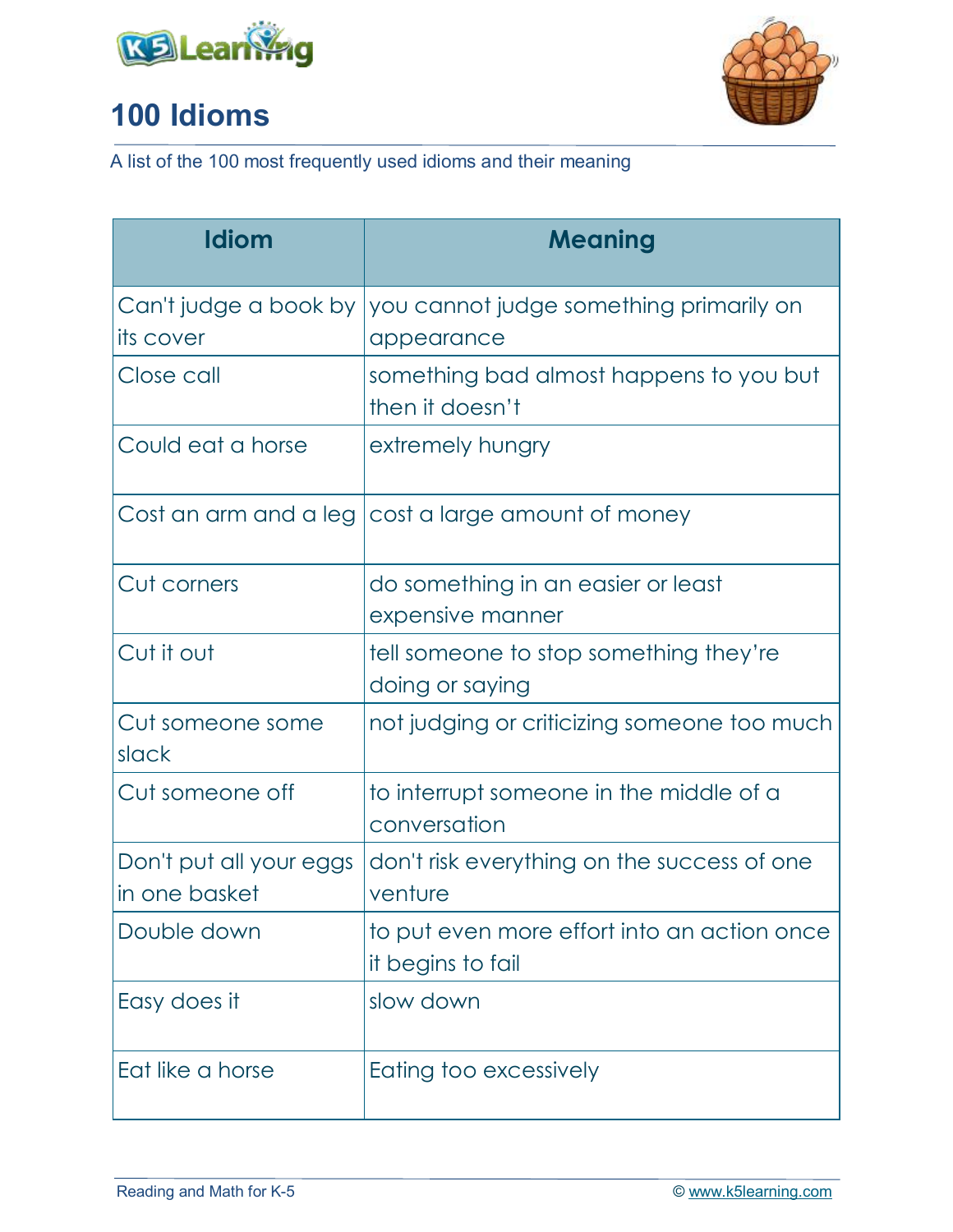# 100 Idioms

A list of the 100 most frequently used idioms and their meaning

| Idiom | Meaning |
| --- | --- |
| Can't judge a book by its cover | you cannot judge something primarily on appearance |
| Close call | something bad almost happens to you but then it doesn't |
| Could eat a horse | extremely hungry |
| Cost an arm and a leg | cost a large amount of money |
| Cut corners | do something in an easier or least expensive manner |
| Cut it out | tell someone to stop something they're doing or saying |
| Cut someone some slack | not judging or criticizing someone too much |
| Cut someone off | to interrupt someone in the middle of a conversation |
| Don't put all your eggs in one basket | don't risk everything on the success of one venture |
| Double down | to put even more effort into an action once it begins to fail |
| Easy does it | slow down |
| Eat like a horse | Eating too excessively |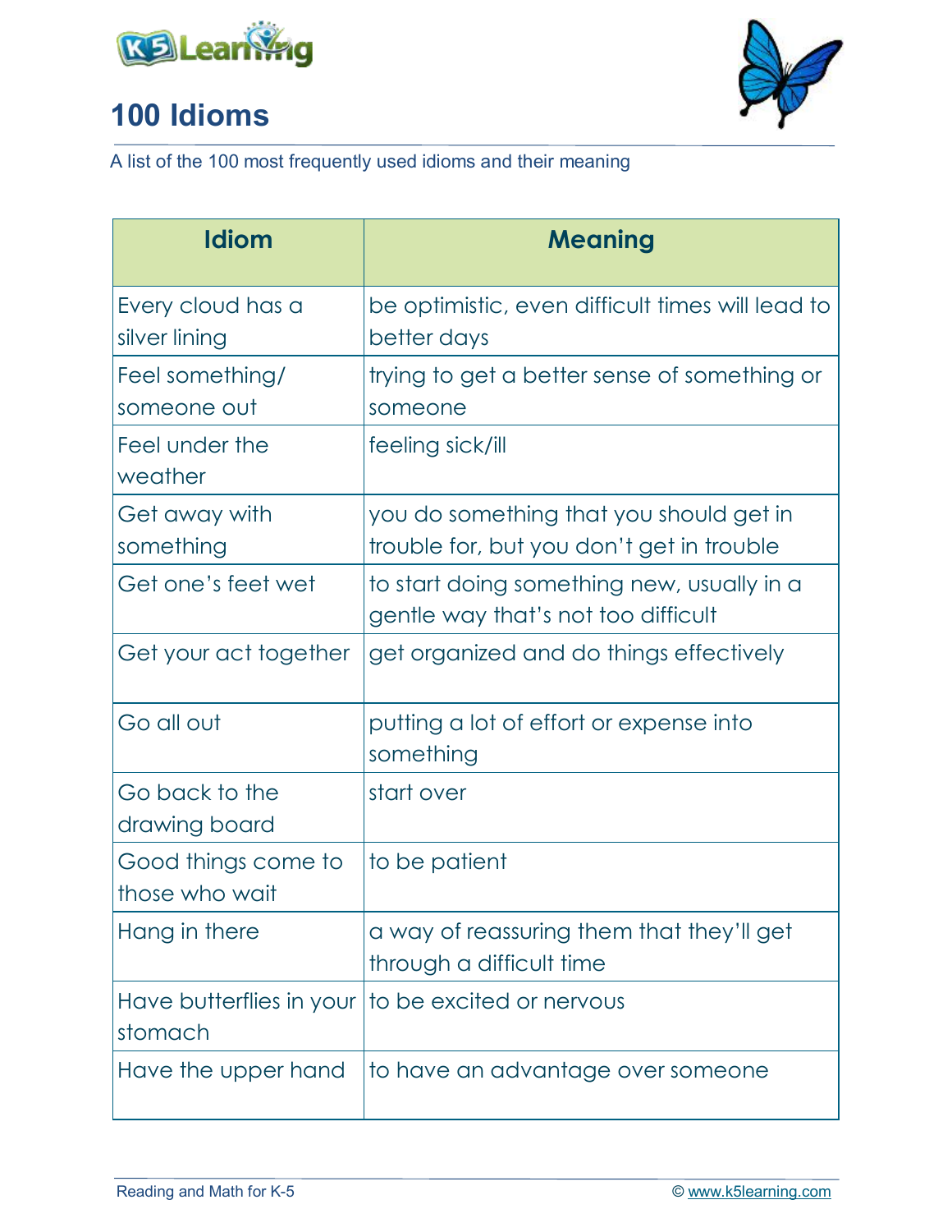# 100 Idioms

A list of the 100 most frequently used idioms and their meaning

| Idiom | Meaning |
| --- | --- |
| Every cloud has a silver lining | be optimistic, even difficult times will lead to better days |
| Feel something/ someone out | trying to get a better sense of something or someone |
| Feel under the weather | feeling sick/ill |
| Get away with something | you do something that you should get in trouble for, but you don't get in trouble |
| Get one's feet wet | to start doing something new, usually in a gentle way that's not too difficult |
| Get your act together | get organized and do things effectively |
| Go all out | putting a lot of effort or expense into something |
| Go back to the drawing board | start over |
| Good things come to those who wait | to be patient |
| Hang in there | a way of reassuring them that they'll get through a difficult time |
| Have butterflies in your stomach | to be excited or nervous |
| Have the upper hand | to have an advantage over someone |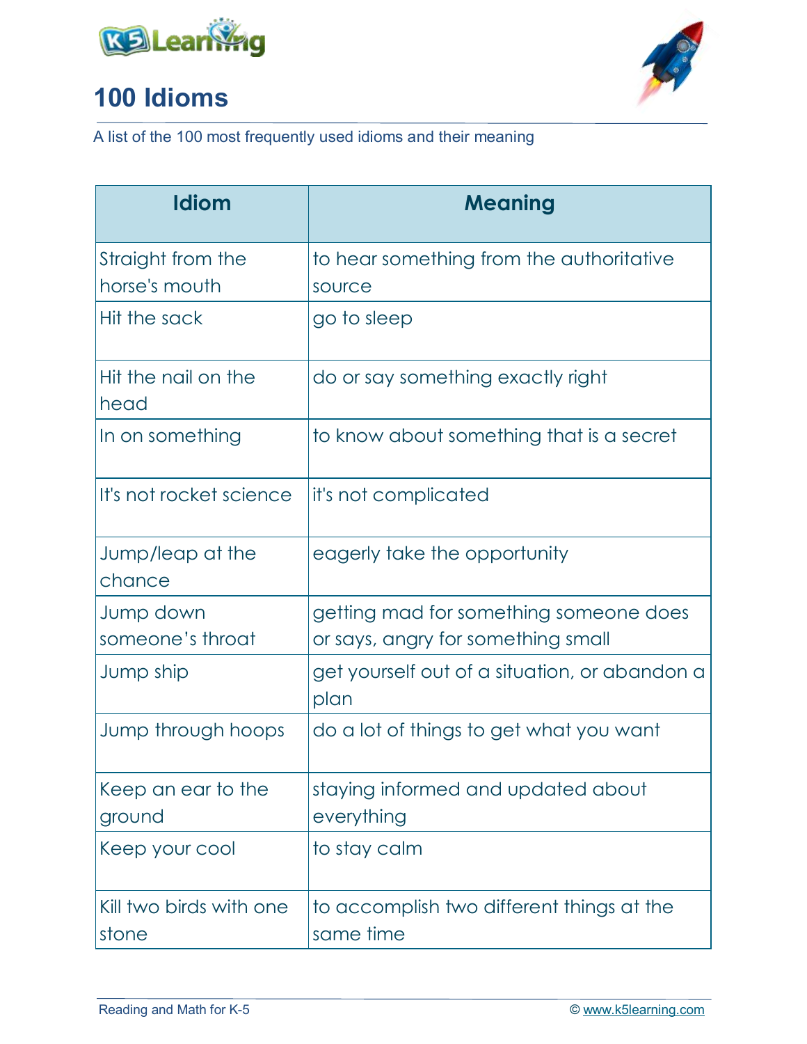# 100 Idioms

A list of the 100 most frequently used idioms and their meaning

| Idiom | Meaning |
|---|---|
| Straight from the horse's mouth | to hear something from the authoritative source |
| Hit the sack | go to sleep |
| Hit the nail on the head | do or say something exactly right |
| In on something | to know about something that is a secret |
| It's not rocket science | it's not complicated |
| Jump/leap at the chance | eagerly take the opportunity |
| Jump down someone's throat | getting mad for something someone does or says, angry for something small |
| Jump ship | get yourself out of a situation, or abandon a plan |
| Jump through hoops | do a lot of things to get what you want |
| Keep an ear to the ground | staying informed and updated about everything |
| Keep your cool | to stay calm |
| Kill two birds with one stone | to accomplish two different things at the same time |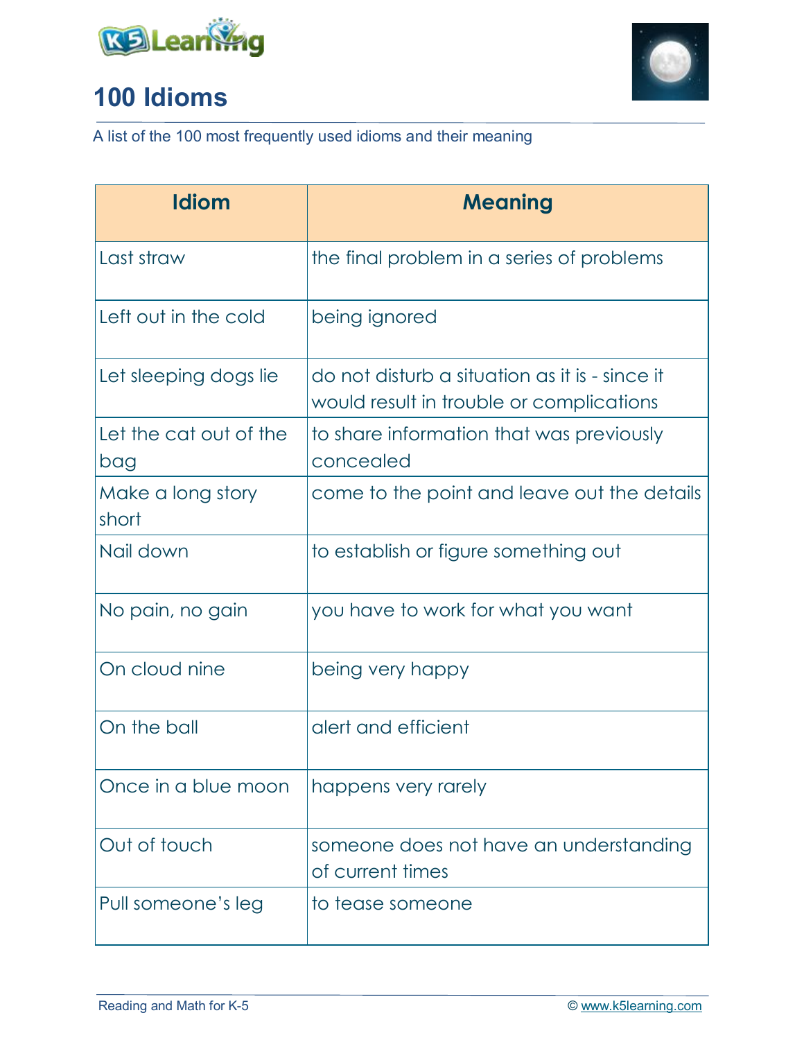# 100 Idioms

A list of the 100 most frequently used idioms and their meaning

| Idiom | Meaning |
|---|---|
| Last straw | the final problem in a series of problems |
| Left out in the cold | being ignored |
| Let sleeping dogs lie | do not disturb a situation as it is - since it would result in trouble or complications |
| Let the cat out of the bag | to share information that was previously concealed |
| Make a long story short | come to the point and leave out the details |
| Nail down | to establish or figure something out |
| No pain, no gain | you have to work for what you want |
| On cloud nine | being very happy |
| On the ball | alert and efficient |
| Once in a blue moon | happens very rarely |
| Out of touch | someone does not have an understanding of current times |
| Pull someone's leg | to tease someone |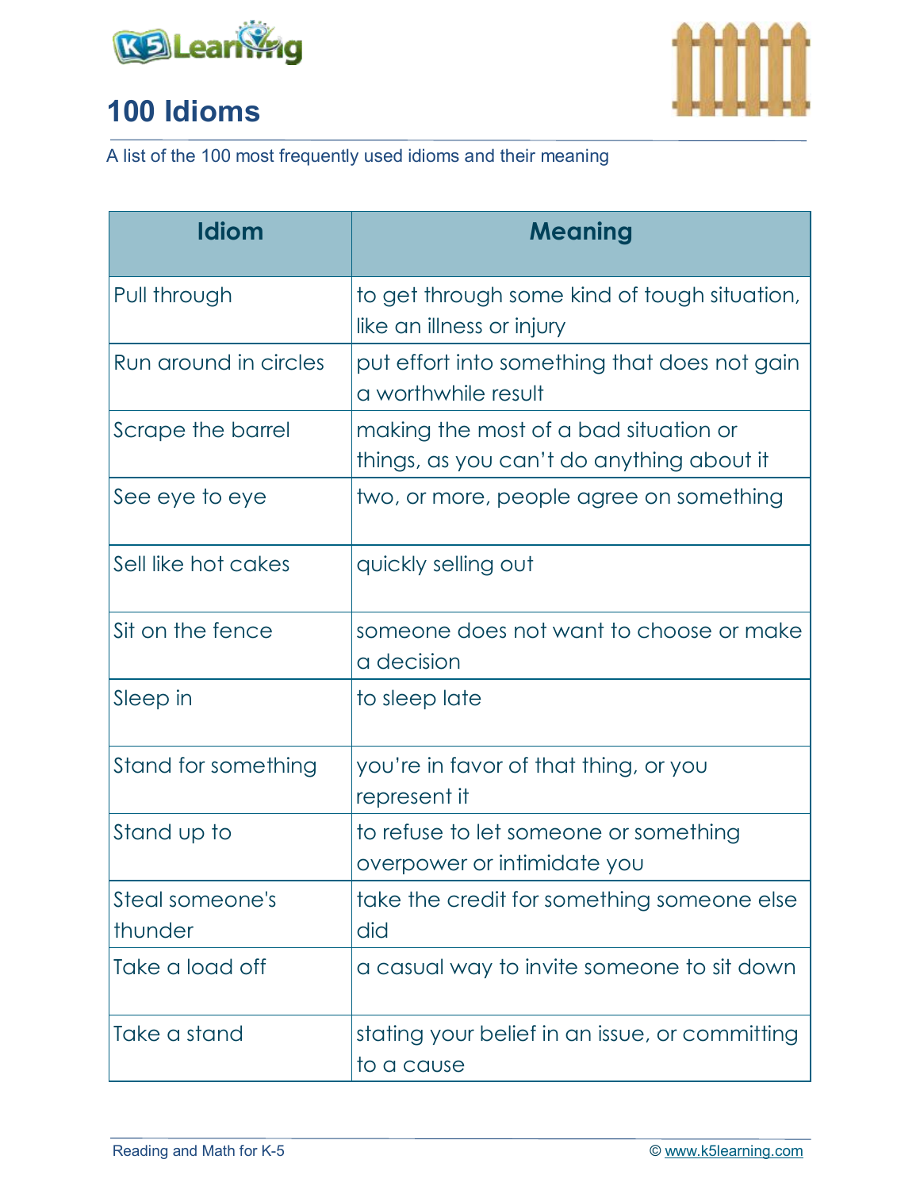# 100 Idioms

A list of the 100 most frequently used idioms and their meaning

| Idiom | Meaning |
| --- | --- |
| Pull through | to get through some kind of tough situation, like an illness or injury |
| Run around in circles | put effort into something that does not gain a worthwhile result |
| Scrape the barrel | making the most of a bad situation or things, as you can't do anything about it |
| See eye to eye | two, or more, people agree on something |
| Sell like hot cakes | quickly selling out |
| Sit on the fence | someone does not want to choose or make a decision |
| Sleep in | to sleep late |
| Stand for something | you're in favor of that thing, or you represent it |
| Stand up to | to refuse to let someone or something overpower or intimidate you |
| Steal someone's thunder | take the credit for something someone else did |
| Take a load off | a casual way to invite someone to sit down |
| Take a stand | stating your belief in an issue, or committing to a cause |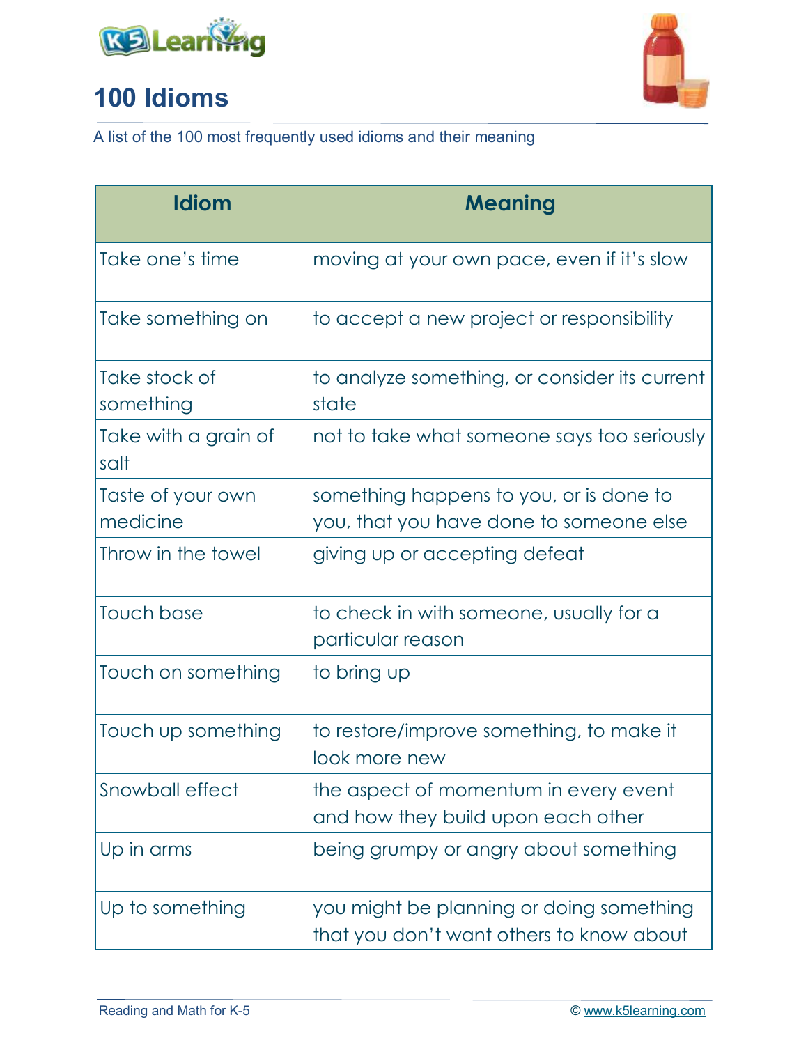# 100 Idioms

A list of the 100 most frequently used idioms and their meaning

| Idiom | Meaning |
| --- | --- |
| Take one's time | moving at your own pace, even if it's slow |
| Take something on | to accept a new project or responsibility |
| Take stock of something | to analyze something, or consider its current state |
| Take with a grain of salt | not to take what someone says too seriously |
| Taste of your own medicine | something happens to you, or is done to you, that you have done to someone else |
| Throw in the towel | giving up or accepting defeat |
| Touch base | to check in with someone, usually for a particular reason |
| Touch on something | to bring up |
| Touch up something | to restore/improve something, to make it look more new |
| Snowball effect | the aspect of momentum in every event and how they build upon each other |
| Up in arms | being grumpy or angry about something |
| Up to something | you might be planning or doing something that you don't want others to know about |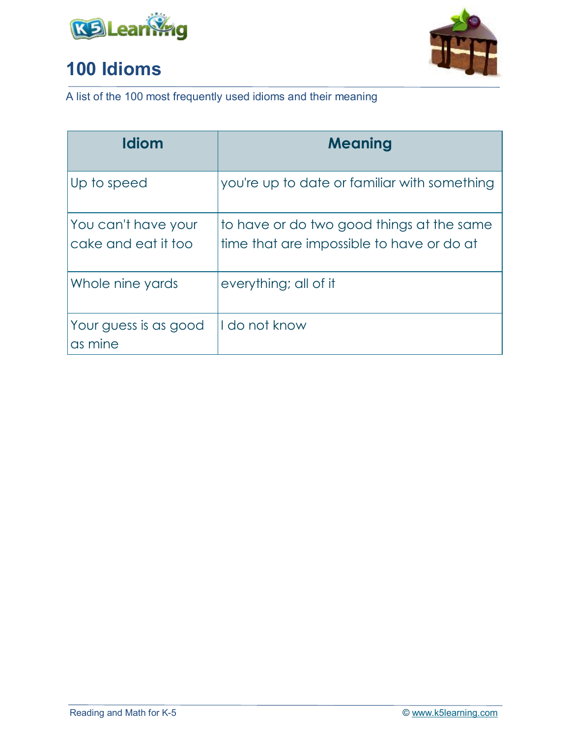# 100 Idioms

A list of the 100 most frequently used idioms and their meaning

| Idiom | Meaning |
| --- | --- |
| Up to speed | you're up to date or familiar with something |
| You can't have your cake and eat it too | to have or do two good things at the same time that are impossible to have or do at |
| Whole nine yards | everything; all of it |
| Your guess is as good as mine | I do not know |